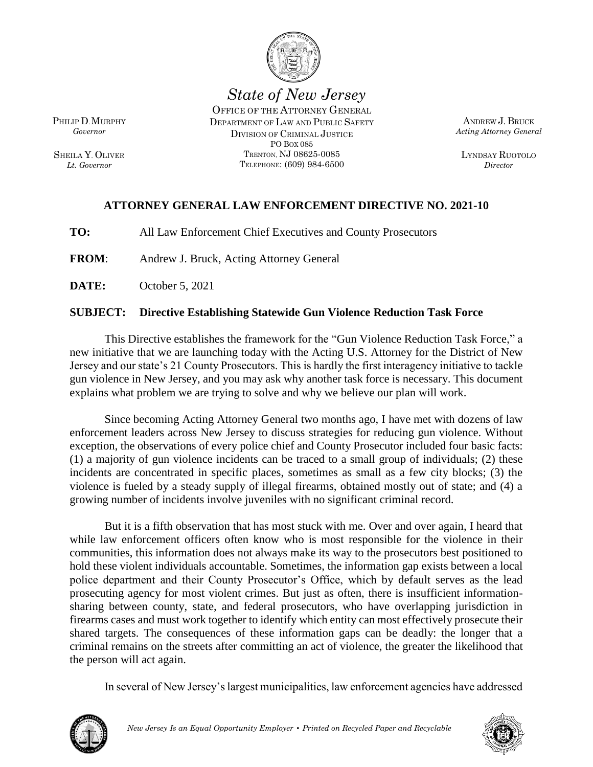# State of New Jersey

OFFICE OF THE ATTORNEY GENERAL
DEPARTMENT OF LAW AND PUBLIC SAFETY
DIVISION OF CRIMINAL JUSTICE
PO BOX 085
TRENTON, NJ 08625-0085
TELEPHONE: (609) 984-6500

PHILIP D. MURPHY
*Governor*

SHEILA Y. OLIVER
*Lt. Governor*

ANDREW J. BRUCK
*Acting Attorney General*

LYNDSAY RUOTOLO
*Director*

## ATTORNEY GENERAL LAW ENFORCEMENT DIRECTIVE NO. 2021-10

**TO:** All Law Enforcement Chief Executives and County Prosecutors

**FROM**: Andrew J. Bruck, Acting Attorney General

**DATE:** October 5, 2021

**SUBJECT: Directive Establishing Statewide Gun Violence Reduction Task Force**

This Directive establishes the framework for the "Gun Violence Reduction Task Force," a new initiative that we are launching today with the Acting U.S. Attorney for the District of New Jersey and our state's 21 County Prosecutors. This is hardly the first interagency initiative to tackle gun violence in New Jersey, and you may ask why another task force is necessary. This document explains what problem we are trying to solve and why we believe our plan will work.

Since becoming Acting Attorney General two months ago, I have met with dozens of law enforcement leaders across New Jersey to discuss strategies for reducing gun violence. Without exception, the observations of every police chief and County Prosecutor included four basic facts: (1) a majority of gun violence incidents can be traced to a small group of individuals; (2) these incidents are concentrated in specific places, sometimes as small as a few city blocks; (3) the violence is fueled by a steady supply of illegal firearms, obtained mostly out of state; and (4) a growing number of incidents involve juveniles with no significant criminal record.

But it is a fifth observation that has most stuck with me. Over and over again, I heard that while law enforcement officers often know who is most responsible for the violence in their communities, this information does not always make its way to the prosecutors best positioned to hold these violent individuals accountable. Sometimes, the information gap exists between a local police department and their County Prosecutor's Office, which by default serves as the lead prosecuting agency for most violent crimes. But just as often, there is insufficient information-sharing between county, state, and federal prosecutors, who have overlapping jurisdiction in firearms cases and must work together to identify which entity can most effectively prosecute their shared targets. The consequences of these information gaps can be deadly: the longer that a criminal remains on the streets after committing an act of violence, the greater the likelihood that the person will act again.

In several of New Jersey's largest municipalities, law enforcement agencies have addressed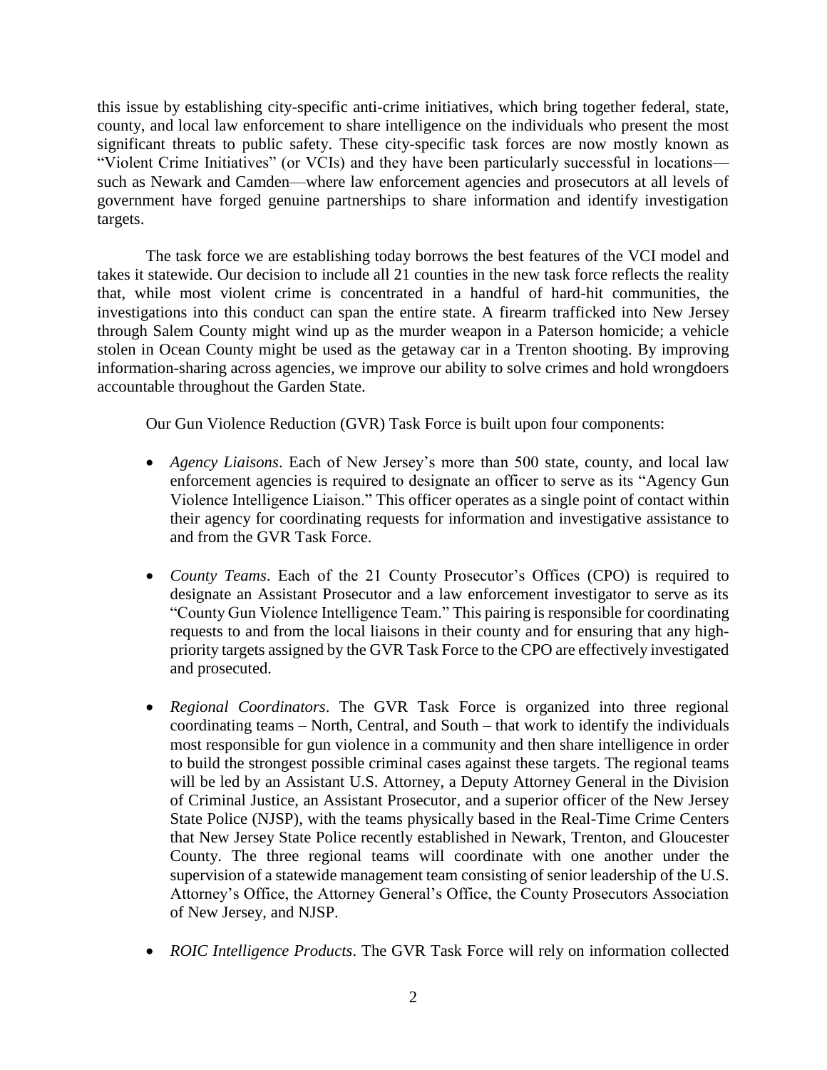this issue by establishing city-specific anti-crime initiatives, which bring together federal, state, county, and local law enforcement to share intelligence on the individuals who present the most significant threats to public safety. These city-specific task forces are now mostly known as "Violent Crime Initiatives" (or VCIs) and they have been particularly successful in locations—such as Newark and Camden—where law enforcement agencies and prosecutors at all levels of government have forged genuine partnerships to share information and identify investigation targets.

The task force we are establishing today borrows the best features of the VCI model and takes it statewide. Our decision to include all 21 counties in the new task force reflects the reality that, while most violent crime is concentrated in a handful of hard-hit communities, the investigations into this conduct can span the entire state. A firearm trafficked into New Jersey through Salem County might wind up as the murder weapon in a Paterson homicide; a vehicle stolen in Ocean County might be used as the getaway car in a Trenton shooting. By improving information-sharing across agencies, we improve our ability to solve crimes and hold wrongdoers accountable throughout the Garden State.

Our Gun Violence Reduction (GVR) Task Force is built upon four components:

- *Agency Liaisons*. Each of New Jersey's more than 500 state, county, and local law enforcement agencies is required to designate an officer to serve as its "Agency Gun Violence Intelligence Liaison." This officer operates as a single point of contact within their agency for coordinating requests for information and investigative assistance to and from the GVR Task Force.

- *County Teams*. Each of the 21 County Prosecutor's Offices (CPO) is required to designate an Assistant Prosecutor and a law enforcement investigator to serve as its "County Gun Violence Intelligence Team." This pairing is responsible for coordinating requests to and from the local liaisons in their county and for ensuring that any high-priority targets assigned by the GVR Task Force to the CPO are effectively investigated and prosecuted.

- *Regional Coordinators*. The GVR Task Force is organized into three regional coordinating teams – North, Central, and South – that work to identify the individuals most responsible for gun violence in a community and then share intelligence in order to build the strongest possible criminal cases against these targets. The regional teams will be led by an Assistant U.S. Attorney, a Deputy Attorney General in the Division of Criminal Justice, an Assistant Prosecutor, and a superior officer of the New Jersey State Police (NJSP), with the teams physically based in the Real-Time Crime Centers that New Jersey State Police recently established in Newark, Trenton, and Gloucester County. The three regional teams will coordinate with one another under the supervision of a statewide management team consisting of senior leadership of the U.S. Attorney's Office, the Attorney General's Office, the County Prosecutors Association of New Jersey, and NJSP.

- *ROIC Intelligence Products*. The GVR Task Force will rely on information collected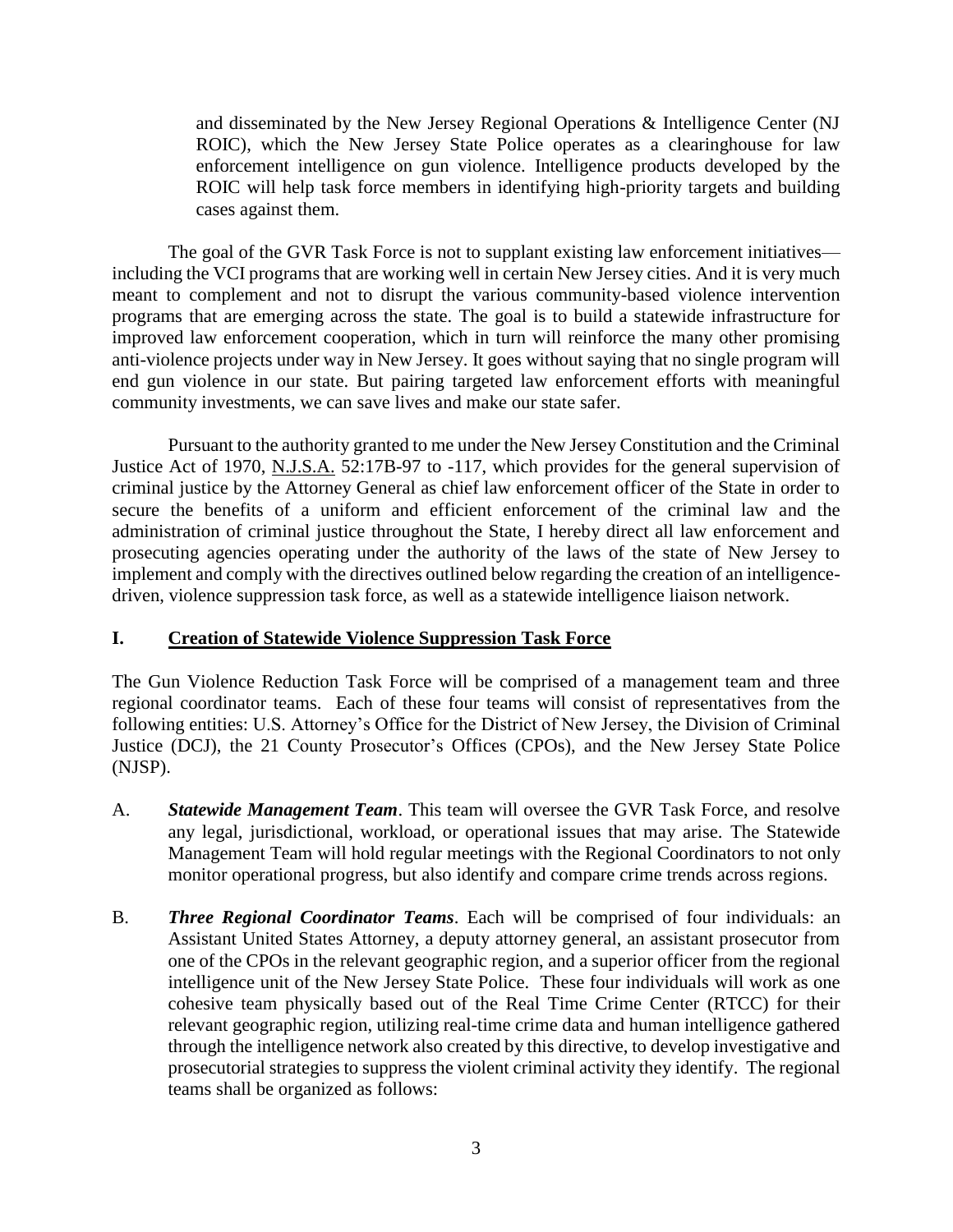and disseminated by the New Jersey Regional Operations & Intelligence Center (NJ ROIC), which the New Jersey State Police operates as a clearinghouse for law enforcement intelligence on gun violence. Intelligence products developed by the ROIC will help task force members in identifying high-priority targets and building cases against them.

The goal of the GVR Task Force is not to supplant existing law enforcement initiatives—including the VCI programs that are working well in certain New Jersey cities. And it is very much meant to complement and not to disrupt the various community-based violence intervention programs that are emerging across the state. The goal is to build a statewide infrastructure for improved law enforcement cooperation, which in turn will reinforce the many other promising anti-violence projects under way in New Jersey. It goes without saying that no single program will end gun violence in our state. But pairing targeted law enforcement efforts with meaningful community investments, we can save lives and make our state safer.

Pursuant to the authority granted to me under the New Jersey Constitution and the Criminal Justice Act of 1970, N.J.S.A. 52:17B-97 to -117, which provides for the general supervision of criminal justice by the Attorney General as chief law enforcement officer of the State in order to secure the benefits of a uniform and efficient enforcement of the criminal law and the administration of criminal justice throughout the State, I hereby direct all law enforcement and prosecuting agencies operating under the authority of the laws of the state of New Jersey to implement and comply with the directives outlined below regarding the creation of an intelligence-driven, violence suppression task force, as well as a statewide intelligence liaison network.

## I. Creation of Statewide Violence Suppression Task Force

The Gun Violence Reduction Task Force will be comprised of a management team and three regional coordinator teams. Each of these four teams will consist of representatives from the following entities: U.S. Attorney's Office for the District of New Jersey, the Division of Criminal Justice (DCJ), the 21 County Prosecutor's Offices (CPOs), and the New Jersey State Police (NJSP).

A. ***Statewide Management Team***. This team will oversee the GVR Task Force, and resolve any legal, jurisdictional, workload, or operational issues that may arise. The Statewide Management Team will hold regular meetings with the Regional Coordinators to not only monitor operational progress, but also identify and compare crime trends across regions.

B. ***Three Regional Coordinator Teams***. Each will be comprised of four individuals: an Assistant United States Attorney, a deputy attorney general, an assistant prosecutor from one of the CPOs in the relevant geographic region, and a superior officer from the regional intelligence unit of the New Jersey State Police. These four individuals will work as one cohesive team physically based out of the Real Time Crime Center (RTCC) for their relevant geographic region, utilizing real-time crime data and human intelligence gathered through the intelligence network also created by this directive, to develop investigative and prosecutorial strategies to suppress the violent criminal activity they identify. The regional teams shall be organized as follows: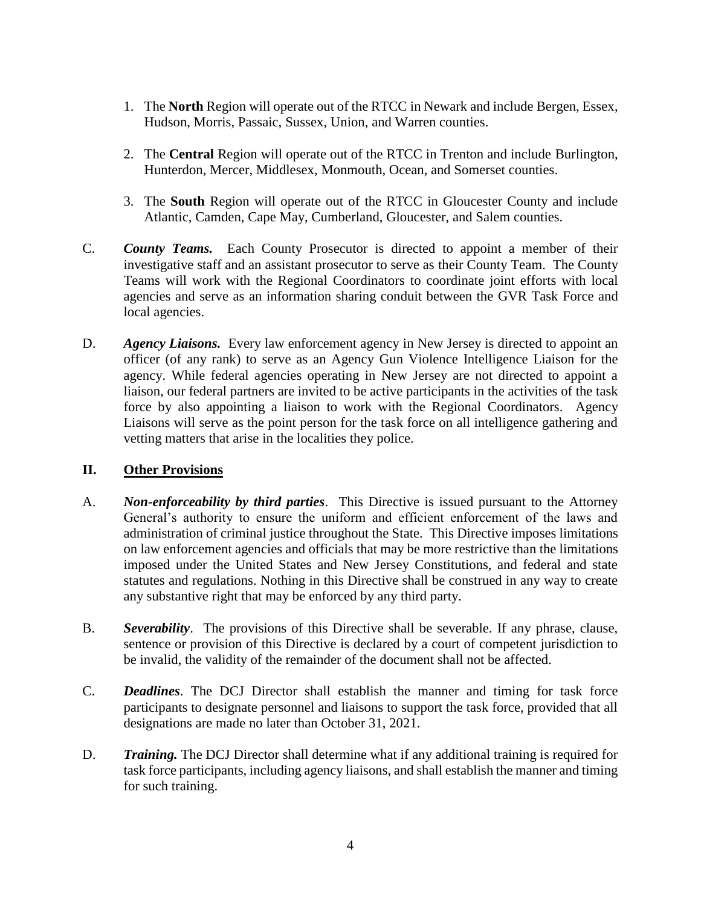1. The **North** Region will operate out of the RTCC in Newark and include Bergen, Essex, Hudson, Morris, Passaic, Sussex, Union, and Warren counties.

2. The **Central** Region will operate out of the RTCC in Trenton and include Burlington, Hunterdon, Mercer, Middlesex, Monmouth, Ocean, and Somerset counties.

3. The **South** Region will operate out of the RTCC in Gloucester County and include Atlantic, Camden, Cape May, Cumberland, Gloucester, and Salem counties.

C. ***County Teams.*** Each County Prosecutor is directed to appoint a member of their investigative staff and an assistant prosecutor to serve as their County Team. The County Teams will work with the Regional Coordinators to coordinate joint efforts with local agencies and serve as an information sharing conduit between the GVR Task Force and local agencies.

D. ***Agency Liaisons.*** Every law enforcement agency in New Jersey is directed to appoint an officer (of any rank) to serve as an Agency Gun Violence Intelligence Liaison for the agency. While federal agencies operating in New Jersey are not directed to appoint a liaison, our federal partners are invited to be active participants in the activities of the task force by also appointing a liaison to work with the Regional Coordinators. Agency Liaisons will serve as the point person for the task force on all intelligence gathering and vetting matters that arise in the localities they police.

## II. Other Provisions

A. ***Non-enforceability by third parties***. This Directive is issued pursuant to the Attorney General's authority to ensure the uniform and efficient enforcement of the laws and administration of criminal justice throughout the State. This Directive imposes limitations on law enforcement agencies and officials that may be more restrictive than the limitations imposed under the United States and New Jersey Constitutions, and federal and state statutes and regulations. Nothing in this Directive shall be construed in any way to create any substantive right that may be enforced by any third party.

B. ***Severability***. The provisions of this Directive shall be severable. If any phrase, clause, sentence or provision of this Directive is declared by a court of competent jurisdiction to be invalid, the validity of the remainder of the document shall not be affected.

C. ***Deadlines***. The DCJ Director shall establish the manner and timing for task force participants to designate personnel and liaisons to support the task force, provided that all designations are made no later than October 31, 2021.

D. ***Training.*** The DCJ Director shall determine what if any additional training is required for task force participants, including agency liaisons, and shall establish the manner and timing for such training.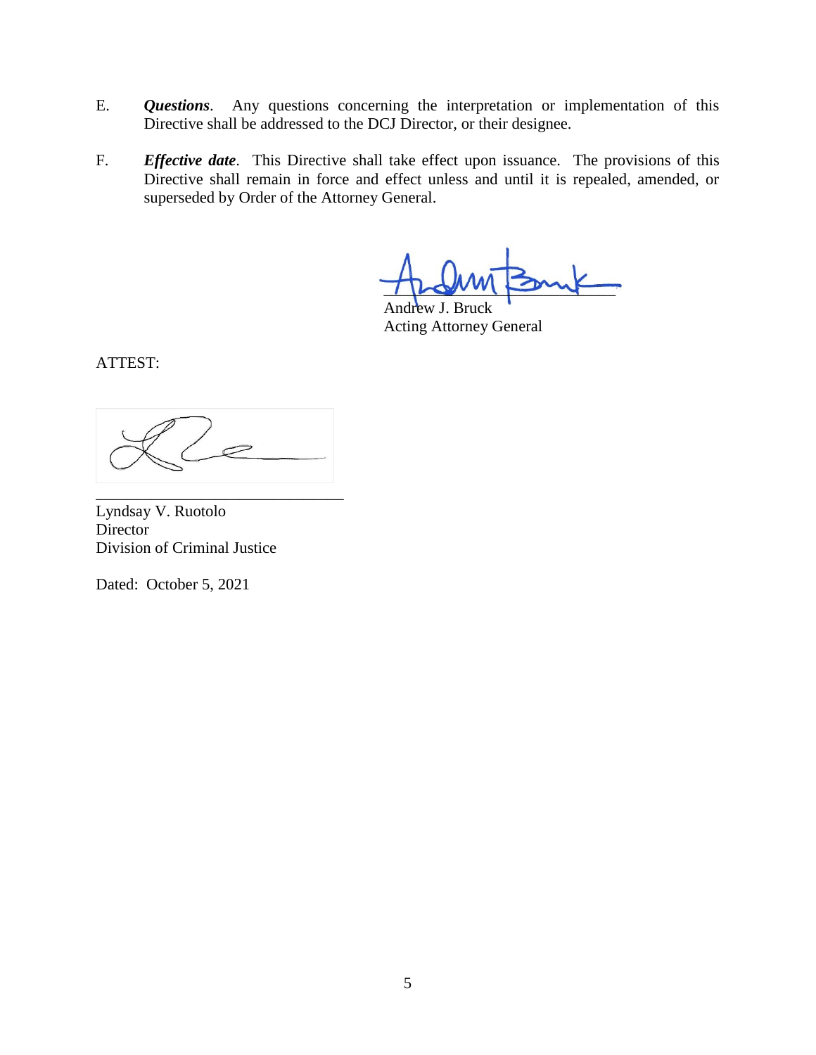E. ***Questions***. Any questions concerning the interpretation or implementation of this Directive shall be addressed to the DCJ Director, or their designee.

F. ***Effective date***. This Directive shall take effect upon issuance. The provisions of this Directive shall remain in force and effect unless and until it is repealed, amended, or superseded by Order of the Attorney General.

Andrew J. Bruck
Acting Attorney General

ATTEST:

Lyndsay V. Ruotolo
Director
Division of Criminal Justice

Dated: October 5, 2021